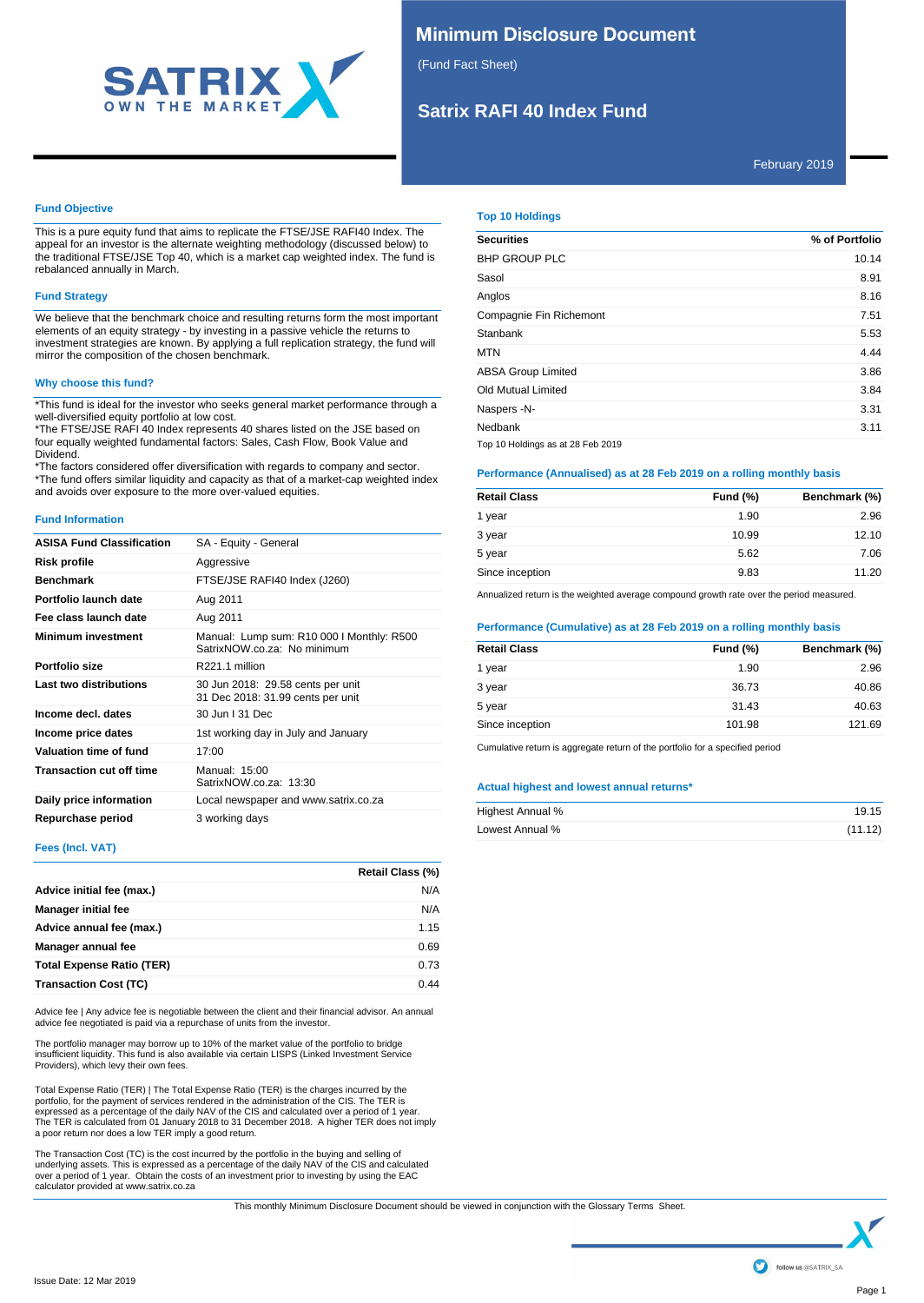# Minimum Disclosure Document

(Fund Fact Sheet)

## Satrix RAFI 40 Index Fund

February 2019

### Fund Objective

This is a pure equity fund that aims to replicate the FTSE/JSE RAFI40 Index. The appeal for an investor is the alternate weighting methodology (discussed below) to the traditional FTSE/JSE Top 40, which is a market cap weighted index. The fund is rebalanced annually in March.

### Fund Strategy

We believe that the benchmark choice and resulting returns form the most important elements of an equity strategy - by investing in a passive vehicle the returns to investment strategies are known. By applying a full replication strategy, the fund will mirror the composition of the chosen benchmark.

### Why choose this fund?

*This fund is ideal for the investor who seeks general market performance through a well-diversified equity portfolio at low cost.
*The FTSE/JSE RAFI 40 Index represents 40 shares listed on the JSE based on four equally weighted fundamental factors: Sales, Cash Flow, Book Value and Dividend.
*The factors considered offer diversification with regards to company and sector.
*The fund offers similar liquidity and capacity as that of a market-cap weighted index and avoids over exposure to the more over-valued equities.

### Fund Information

| | |
|---|---|
| **ASISA Fund Classification** | SA - Equity - General |
| **Risk profile** | Aggressive |
| **Benchmark** | FTSE/JSE RAFI40 Index (J260) |
| **Portfolio launch date** | Aug 2011 |
| **Fee class launch date** | Aug 2011 |
| **Minimum investment** | Manual: Lump sum: R10 000 I Monthly: R500<br>SatrixNOW.co.za: No minimum |
| **Portfolio size** | R221.1 million |
| **Last two distributions** | 30 Jun 2018: 29.58 cents per unit<br>31 Dec 2018: 31.99 cents per unit |
| **Income decl. dates** | 30 Jun I 31 Dec |
| **Income price dates** | 1st working day in July and January |
| **Valuation time of fund** | 17:00 |
| **Transaction cut off time** | Manual: 15:00<br>SatrixNOW.co.za: 13:30 |
| **Daily price information** | Local newspaper and www.satrix.co.za |
| **Repurchase period** | 3 working days |

### Fees (Incl. VAT)

| | Retail Class (%) |
|---|---|
| **Advice initial fee (max.)** | N/A |
| **Manager initial fee** | N/A |
| **Advice annual fee (max.)** | 1.15 |
| **Manager annual fee** | 0.69 |
| **Total Expense Ratio (TER)** | 0.73 |
| **Transaction Cost (TC)** | 0.44 |

Advice fee | Any advice fee is negotiable between the client and their financial advisor. An annual advice fee negotiated is paid via a repurchase of units from the investor.

The portfolio manager may borrow up to 10% of the market value of the portfolio to bridge insufficient liquidity. This fund is also available via certain LISPS (Linked Investment Service Providers), which levy their own fees.

Total Expense Ratio (TER) | The Total Expense Ratio (TER) is the charges incurred by the portfolio, for the payment of services rendered in the administration of the CIS. The TER is expressed as a percentage of the daily NAV of the CIS and calculated over a period of 1 year. The TER is calculated from 01 January 2018 to 31 December 2018. A higher TER does not imply a poor return nor does a low TER imply a good return.

The Transaction Cost (TC) is the cost incurred by the portfolio in the buying and selling of underlying assets. This is expressed as a percentage of the daily NAV of the CIS and calculated over a period of 1 year. Obtain the costs of an investment prior to investing by using the EAC calculator provided at www.satrix.co.za

### Top 10 Holdings

| Securities | % of Portfolio |
|---|---|
| BHP GROUP PLC | 10.14 |
| Sasol | 8.91 |
| Anglos | 8.16 |
| Compagnie Fin Richemont | 7.51 |
| Stanbank | 5.53 |
| MTN | 4.44 |
| ABSA Group Limited | 3.86 |
| Old Mutual Limited | 3.84 |
| Naspers -N- | 3.31 |
| Nedbank | 3.11 |

Top 10 Holdings as at 28 Feb 2019

### Performance (Annualised) as at 28 Feb 2019 on a rolling monthly basis

| Retail Class | Fund (%) | Benchmark (%) |
|---|---|---|
| 1 year | 1.90 | 2.96 |
| 3 year | 10.99 | 12.10 |
| 5 year | 5.62 | 7.06 |
| Since inception | 9.83 | 11.20 |

Annualized return is the weighted average compound growth rate over the period measured.

### Performance (Cumulative) as at 28 Feb 2019 on a rolling monthly basis

| Retail Class | Fund (%) | Benchmark (%) |
|---|---|---|
| 1 year | 1.90 | 2.96 |
| 3 year | 36.73 | 40.86 |
| 5 year | 31.43 | 40.63 |
| Since inception | 101.98 | 121.69 |

Cumulative return is aggregate return of the portfolio for a specified period

### Actual highest and lowest annual returns*

| | |
|---|---|
| Highest Annual % | 19.15 |
| Lowest Annual % | (11.12) |

This monthly Minimum Disclosure Document should be viewed in conjunction with the Glossary Terms Sheet.

Issue Date: 12 Mar 2019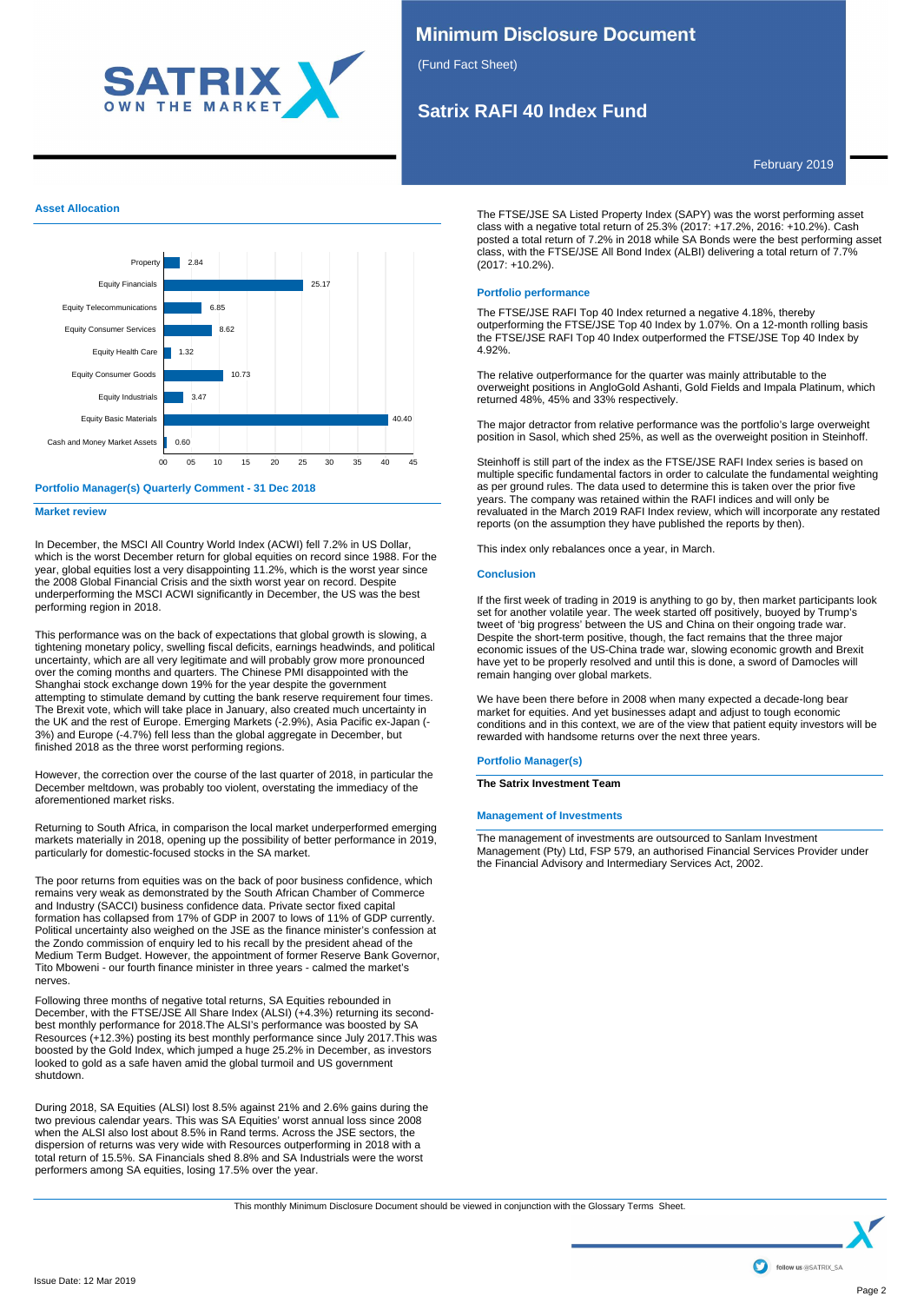# Minimum Disclosure Document

(Fund Fact Sheet)

## Satrix RAFI 40 Index Fund

February 2019

### Asset Allocation

| Asset | % |
|---|---|
| Property | 2.84 |
| Equity Financials | 25.17 |
| Equity Telecommunications | 6.85 |
| Equity Consumer Services | 8.62 |
| Equity Health Care | 1.32 |
| Equity Consumer Goods | 10.73 |
| Equity Industrials | 3.47 |
| Equity Basic Materials | 40.40 |
| Cash and Money Market Assets | 0.60 |

### Portfolio Manager(s) Quarterly Comment - 31 Dec 2018

#### Market review

In December, the MSCI All Country World Index (ACWI) fell 7.2% in US Dollar, which is the worst December return for global equities on record since 1988. For the year, global equities lost a very disappointing 11.2%, which is the worst year since the 2008 Global Financial Crisis and the sixth worst year on record. Despite underperforming the MSCI ACWI significantly in December, the US was the best performing region in 2018.

This performance was on the back of expectations that global growth is slowing, a tightening monetary policy, swelling fiscal deficits, earnings headwinds, and political uncertainty, which are all very legitimate and will probably grow more pronounced over the coming months and quarters. The Chinese PMI disappointed with the Shanghai stock exchange down 19% for the year despite the government attempting to stimulate demand by cutting the bank reserve requirement four times. The Brexit vote, which will take place in January, also created much uncertainty in the UK and the rest of Europe. Emerging Markets (-2.9%), Asia Pacific ex-Japan (-3%) and Europe (-4.7%) fell less than the global aggregate in December, but finished 2018 as the three worst performing regions.

However, the correction over the course of the last quarter of 2018, in particular the December meltdown, was probably too violent, overstating the immediacy of the aforementioned market risks.

Returning to South Africa, in comparison the local market underperformed emerging markets materially in 2018, opening up the possibility of better performance in 2019, particularly for domestic-focused stocks in the SA market.

The poor returns from equities was on the back of poor business confidence, which remains very weak as demonstrated by the South African Chamber of Commerce and Industry (SACCI) business confidence data. Private sector fixed capital formation has collapsed from 17% of GDP in 2007 to lows of 11% of GDP currently. Political uncertainty also weighed on the JSE as the finance minister's confession at the Zondo commission of enquiry led to his recall by the president ahead of the Medium Term Budget. However, the appointment of former Reserve Bank Governor, Tito Mboweni - our fourth finance minister in three years - calmed the market's nerves.

Following three months of negative total returns, SA Equities rebounded in December, with the FTSE/JSE All Share Index (ALSI) (+4.3%) returning its second-best monthly performance for 2018.The ALSI's performance was boosted by SA Resources (+12.3%) posting its best monthly performance since July 2017.This was boosted by the Gold Index, which jumped a huge 25.2% in December, as investors looked to gold as a safe haven amid the global turmoil and US government shutdown.

During 2018, SA Equities (ALSI) lost 8.5% against 21% and 2.6% gains during the two previous calendar years. This was SA Equities' worst annual loss since 2008 when the ALSI also lost about 8.5% in Rand terms. Across the JSE sectors, the dispersion of returns was very wide with Resources outperforming in 2018 with a total return of 15.5%. SA Financials shed 8.8% and SA Industrials were the worst performers among SA equities, losing 17.5% over the year.

The FTSE/JSE SA Listed Property Index (SAPY) was the worst performing asset class with a negative total return of 25.3% (2017: +17.2%, 2016: +10.2%). Cash posted a total return of 7.2% in 2018 while SA Bonds were the best performing asset class, with the FTSE/JSE All Bond Index (ALBI) delivering a total return of 7.7% (2017: +10.2%).

#### Portfolio performance

The FTSE/JSE RAFI Top 40 Index returned a negative 4.18%, thereby outperforming the FTSE/JSE Top 40 Index by 1.07%. On a 12-month rolling basis the FTSE/JSE RAFI Top 40 Index outperformed the FTSE/JSE Top 40 Index by 4.92%.

The relative outperformance for the quarter was mainly attributable to the overweight positions in AngloGold Ashanti, Gold Fields and Impala Platinum, which returned 48%, 45% and 33% respectively.

The major detractor from relative performance was the portfolio's large overweight position in Sasol, which shed 25%, as well as the overweight position in Steinhoff.

Steinhoff is still part of the index as the FTSE/JSE RAFI Index series is based on multiple specific fundamental factors in order to calculate the fundamental weighting as per ground rules. The data used to determine this is taken over the prior five years. The company was retained within the RAFI indices and will only be revaluated in the March 2019 RAFI Index review, which will incorporate any restated reports (on the assumption they have published the reports by then).

This index only rebalances once a year, in March.

#### Conclusion

If the first week of trading in 2019 is anything to go by, then market participants look set for another volatile year. The week started off positively, buoyed by Trump's tweet of 'big progress' between the US and China on their ongoing trade war. Despite the short-term positive, though, the fact remains that the three major economic issues of the US-China trade war, slowing economic growth and Brexit have yet to be properly resolved and until this is done, a sword of Damocles will remain hanging over global markets.

We have been there before in 2008 when many expected a decade-long bear market for equities. And yet businesses adapt and adjust to tough economic conditions and in this context, we are of the view that patient equity investors will be rewarded with handsome returns over the next three years.

### Portfolio Manager(s)

**The Satrix Investment Team**

### Management of Investments

The management of investments are outsourced to Sanlam Investment Management (Pty) Ltd, FSP 579, an authorised Financial Services Provider under the Financial Advisory and Intermediary Services Act, 2002.

This monthly Minimum Disclosure Document should be viewed in conjunction with the Glossary Terms Sheet.

Issue Date: 12 Mar 2019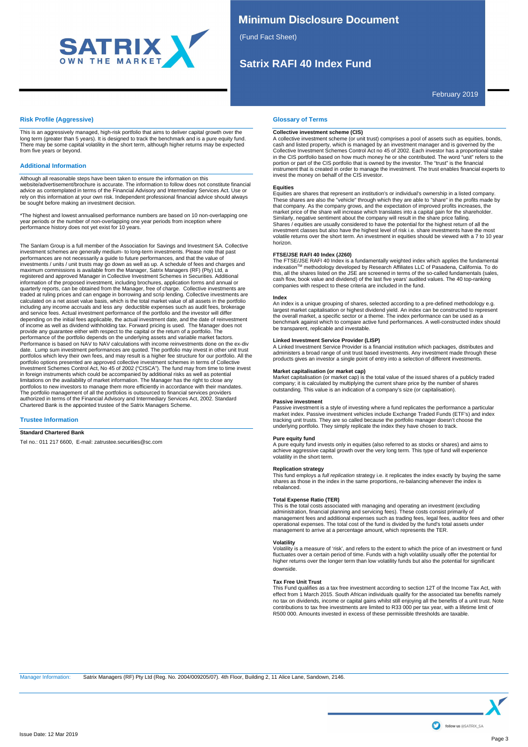# Minimum Disclosure Document

(Fund Fact Sheet)

# Satrix RAFI 40 Index Fund

February 2019

## Risk Profile (Aggressive)

This is an aggressively managed, high-risk portfolio that aims to deliver capital growth over the long term (greater than 5 years). It is designed to track the benchmark and is a pure equity fund. There may be some capital volatility in the short term, although higher returns may be expected from five years or beyond.

## Additional Information

Although all reasonable steps have been taken to ensure the information on this website/advertisement/brochure is accurate. The information to follow does not constitute financial advice as contemplated in terms of the Financial Advisory and Intermediary Services Act. Use or rely on this information at your own risk. Independent professional financial advice should always be sought before making an investment decision.

*The highest and lowest annualised performance numbers are based on 10 non-overlapping one year periods or the number of non-overlapping one year periods from inception where performance history does not yet exist for 10 years.

The Sanlam Group is a full member of the Association for Savings and Investment SA. Collective investment schemes are generally medium- to long-term investments. Please note that past performances are not necessarily a guide to future performances, and that the value of investments / units / unit trusts may go down as well as up. A schedule of fees and charges and maximum commissions is available from the Manager, Satrix Managers (RF) (Pty) Ltd, a registered and approved Manager in Collective Investment Schemes in Securities. Additional information of the proposed investment, including brochures, application forms and annual or quarterly reports, can be obtained from the Manager, free of charge. Collective investments are traded at ruling prices and can engage in borrowing and scrip lending. Collective investments are calculated on a net asset value basis, which is the total market value of all assets in the portfolio including any income accruals and less any deductible expenses such as audit fees, brokerage and service fees. Actual investment performance of the portfolio and the investor will differ depending on the initial fees applicable, the actual investment date, and the date of reinvestment of income as well as dividend withholding tax. Forward pricing is used. The Manager does not provide any guarantee either with respect to the capital or the return of a portfolio. The performance of the portfolio depends on the underlying assets and variable market factors. Performance is based on NAV to NAV calculations with income reinvestments done on the ex-div date. Lump sum investment performances are quoted. The portfolio may invest in other unit trust portfolios which levy their own fees, and may result is a higher fee structure for our portfolio. All the portfolio options presented are approved collective investment schemes in terms of Collective Investment Schemes Control Act, No 45 of 2002 ("CISCA"). The fund may from time to time invest in foreign instruments which could be accompanied by additional risks as well as potential limitations on the availability of market information. The Manager has the right to close any portfolios to new investors to manage them more efficiently in accordance with their mandates. The portfolio management of all the portfolios is outsourced to financial services providers authorized in terms of the Financial Advisory and Intermediary Services Act, 2002. Standard Chartered Bank is the appointed trustee of the Satrix Managers Scheme.

## Trustee Information

**Standard Chartered Bank**

Tel no.: 011 217 6600, E-mail: zatrustee.securities@sc.com

## Glossary of Terms

**Collective investment scheme (CIS)**
A collective investment scheme (or unit trust) comprises a pool of assets such as equities, bonds, cash and listed property, which is managed by an investment manager and is governed by the Collective Investment Schemes Control Act no 45 of 2002. Each investor has a proportional stake in the CIS portfolio based on how much money he or she contributed. The word "unit" refers to the portion or part of the CIS portfolio that is owned by the investor. The "trust" is the financial instrument that is created in order to manage the investment. The trust enables financial experts to invest the money on behalf of the CIS investor.

**Equities**
Equities are shares that represent an institution's or individual's ownership in a listed company. These shares are also the "vehicle" through which they are able to "share" in the profits made by that company. As the company grows, and the expectation of improved profits increases, the market price of the share will increase which translates into a capital gain for the shareholder. Similarly, negative sentiment about the company will result in the share price falling. Shares / equities are usually considered to have the potential for the highest return of all the investment classes but also have the highest level of risk i.e. share investments have the most volatile returns over the short term. An investment in equities should be viewed with a 7 to 10 year horizon.

**FTSE/JSE RAFI 40 Index (J260)**
The FTSE/JSE RAFI 40 Index is a fundamentally weighted index which applies the fundamental indexation™ methodology developed by Research Affiliates LLC of Pasadena, California. To do this, all the shares listed on the JSE are screened in terms of the so-called fundamentals (sales, cash flow, book value and dividend) of the last five years' audited values. The 40 top-ranking companies with respect to these criteria are included in the fund.

**Index**
An index is a unique grouping of shares, selected according to a pre-defined methodology e.g. largest market capitalisation or highest dividend yield. An index can be constructed to represent the overall market, a specific sector or a theme. The index performance can be used as a benchmark against which to compare active fund performances. A well-constructed index should be transparent, replicable and investable.

**Linked Investment Service Provider (LISP)**
A Linked Investment Service Provider is a financial institution which packages, distributes and administers a broad range of unit trust based investments. Any investment made through these products gives an investor a single point of entry into a selection of different investments.

**Market capitalisation (or market cap)**
Market capitalisation (or market cap) is the total value of the issued shares of a publicly traded company; it is calculated by multiplying the current share price by the number of shares outstanding. This value is an indication of a company's size (or capitalisation).

**Passive investment**
Passive investment is a style of investing where a fund replicates the performance a particular market index. Passive investment vehicles include Exchange Traded Funds (ETF's) and index tracking unit trusts. They are so called because the portfolio manager doesn't choose the underlying portfolio. They simply replicate the index they have chosen to track.

**Pure equity fund**
A pure equity fund invests only in equities (also referred to as stocks or shares) and aims to achieve aggressive capital growth over the very long term. This type of fund will experience volatility in the short term.

**Replication strategy**
This fund employs a *full replication* strategy i.e. it replicates the index exactly by buying the same shares as those in the index in the same proportions, re-balancing whenever the index is rebalanced.

**Total Expense Ratio (TER)**
This is the total costs associated with managing and operating an investment (excluding administration, financial planning and servicing fees). These costs consist primarily of management fees and additional expenses such as trading fees, legal fees, auditor fees and other operational expenses. The total cost of the fund is divided by the fund's total assets under management to arrive at a percentage amount, which represents the TER.

**Volatility**
Volatility is a measure of 'risk', and refers to the extent to which the price of an investment or fund fluctuates over a certain period of time. Funds with a high volatility usually offer the potential for higher returns over the longer term than low volatility funds but also the potential for significant downside.

**Tax Free Unit Trust**
This Fund qualifies as a tax free investment according to section 12T of the Income Tax Act, with effect from 1 March 2015. South African individuals qualify for the associated tax benefits namely no tax on dividends, income or capital gains whilst still enjoying all the benefits of a unit trust. Note contributions to tax free investments are limited to R33 000 per tax year, with a lifetime limit of R500 000. Amounts invested in excess of these permissible thresholds are taxable.

Manager Information: Satrix Managers (RF) Pty Ltd (Reg. No. 2004/009205/07). 4th Floor, Building 2, 11 Alice Lane, Sandown, 2146.

Issue Date: 12 Mar 2019